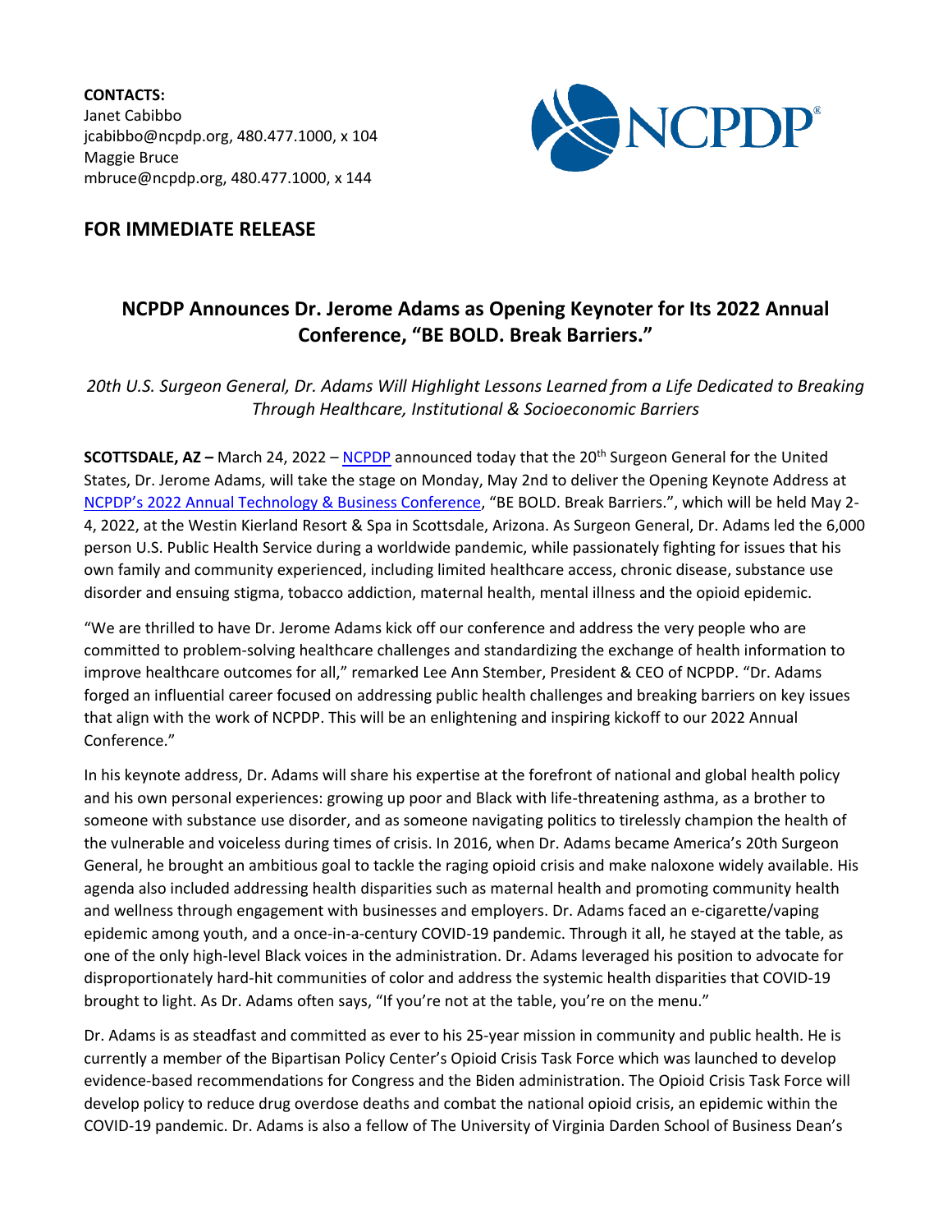**CONTACTS:**
Janet Cabibbo
jcabibbo@ncpdp.org, 480.477.1000, x 104
Maggie Bruce
mbruce@ncpdp.org, 480.477.1000, x 144

## FOR IMMEDIATE RELEASE

# NCPDP Announces Dr. Jerome Adams as Opening Keynoter for Its 2022 Annual Conference, "BE BOLD. Break Barriers."

*20th U.S. Surgeon General, Dr. Adams Will Highlight Lessons Learned from a Life Dedicated to Breaking Through Healthcare, Institutional & Socioeconomic Barriers*

**SCOTTSDALE, AZ –** March 24, 2022 – NCPDP announced today that the 20th Surgeon General for the United States, Dr. Jerome Adams, will take the stage on Monday, May 2nd to deliver the Opening Keynote Address at NCPDP's 2022 Annual Technology & Business Conference, "BE BOLD. Break Barriers.", which will be held May 2-4, 2022, at the Westin Kierland Resort & Spa in Scottsdale, Arizona. As Surgeon General, Dr. Adams led the 6,000 person U.S. Public Health Service during a worldwide pandemic, while passionately fighting for issues that his own family and community experienced, including limited healthcare access, chronic disease, substance use disorder and ensuing stigma, tobacco addiction, maternal health, mental illness and the opioid epidemic.

"We are thrilled to have Dr. Jerome Adams kick off our conference and address the very people who are committed to problem-solving healthcare challenges and standardizing the exchange of health information to improve healthcare outcomes for all," remarked Lee Ann Stember, President & CEO of NCPDP. "Dr. Adams forged an influential career focused on addressing public health challenges and breaking barriers on key issues that align with the work of NCPDP. This will be an enlightening and inspiring kickoff to our 2022 Annual Conference."

In his keynote address, Dr. Adams will share his expertise at the forefront of national and global health policy and his own personal experiences: growing up poor and Black with life-threatening asthma, as a brother to someone with substance use disorder, and as someone navigating politics to tirelessly champion the health of the vulnerable and voiceless during times of crisis. In 2016, when Dr. Adams became America's 20th Surgeon General, he brought an ambitious goal to tackle the raging opioid crisis and make naloxone widely available. His agenda also included addressing health disparities such as maternal health and promoting community health and wellness through engagement with businesses and employers. Dr. Adams faced an e-cigarette/vaping epidemic among youth, and a once-in-a-century COVID-19 pandemic. Through it all, he stayed at the table, as one of the only high-level Black voices in the administration. Dr. Adams leveraged his position to advocate for disproportionately hard-hit communities of color and address the systemic health disparities that COVID-19 brought to light. As Dr. Adams often says, "If you're not at the table, you're on the menu."

Dr. Adams is as steadfast and committed as ever to his 25-year mission in community and public health. He is currently a member of the Bipartisan Policy Center's Opioid Crisis Task Force which was launched to develop evidence-based recommendations for Congress and the Biden administration. The Opioid Crisis Task Force will develop policy to reduce drug overdose deaths and combat the national opioid crisis, an epidemic within the COVID-19 pandemic. Dr. Adams is also a fellow of The University of Virginia Darden School of Business Dean's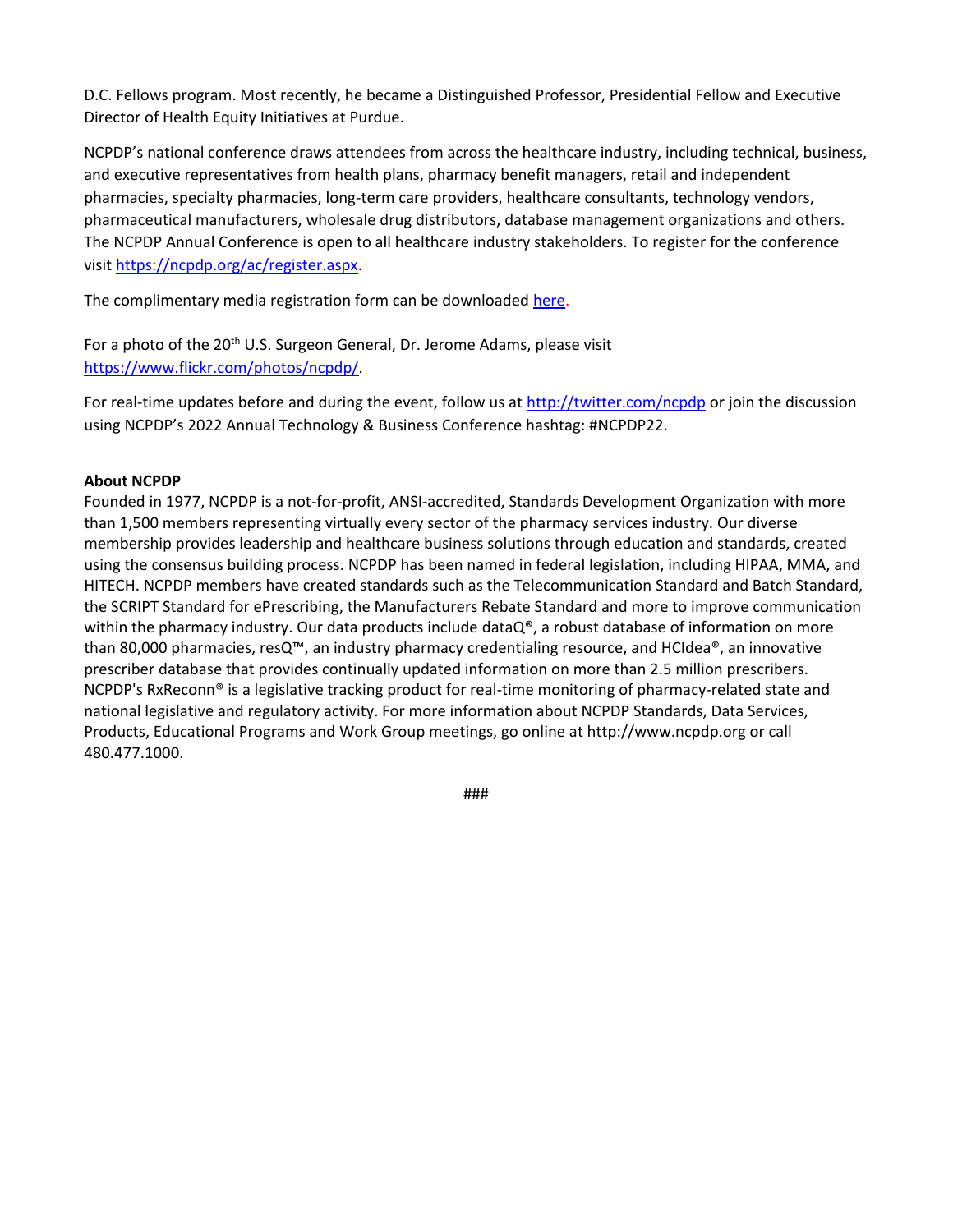D.C. Fellows program. Most recently, he became a Distinguished Professor, Presidential Fellow and Executive Director of Health Equity Initiatives at Purdue.

NCPDP's national conference draws attendees from across the healthcare industry, including technical, business, and executive representatives from health plans, pharmacy benefit managers, retail and independent pharmacies, specialty pharmacies, long-term care providers, healthcare consultants, technology vendors, pharmaceutical manufacturers, wholesale drug distributors, database management organizations and others. The NCPDP Annual Conference is open to all healthcare industry stakeholders. To register for the conference visit https://ncpdp.org/ac/register.aspx.

The complimentary media registration form can be downloaded here.

For a photo of the 20th U.S. Surgeon General, Dr. Jerome Adams, please visit https://www.flickr.com/photos/ncpdp/.

For real-time updates before and during the event, follow us at http://twitter.com/ncpdp or join the discussion using NCPDP's 2022 Annual Technology & Business Conference hashtag: #NCPDP22.

**About NCPDP**

Founded in 1977, NCPDP is a not-for-profit, ANSI-accredited, Standards Development Organization with more than 1,500 members representing virtually every sector of the pharmacy services industry. Our diverse membership provides leadership and healthcare business solutions through education and standards, created using the consensus building process. NCPDP has been named in federal legislation, including HIPAA, MMA, and HITECH. NCPDP members have created standards such as the Telecommunication Standard and Batch Standard, the SCRIPT Standard for ePrescribing, the Manufacturers Rebate Standard and more to improve communication within the pharmacy industry. Our data products include dataQ®, a robust database of information on more than 80,000 pharmacies, resQ™, an industry pharmacy credentialing resource, and HCIdea®, an innovative prescriber database that provides continually updated information on more than 2.5 million prescribers. NCPDP's RxReconn® is a legislative tracking product for real-time monitoring of pharmacy-related state and national legislative and regulatory activity. For more information about NCPDP Standards, Data Services, Products, Educational Programs and Work Group meetings, go online at http://www.ncpdp.org or call 480.477.1000.

###